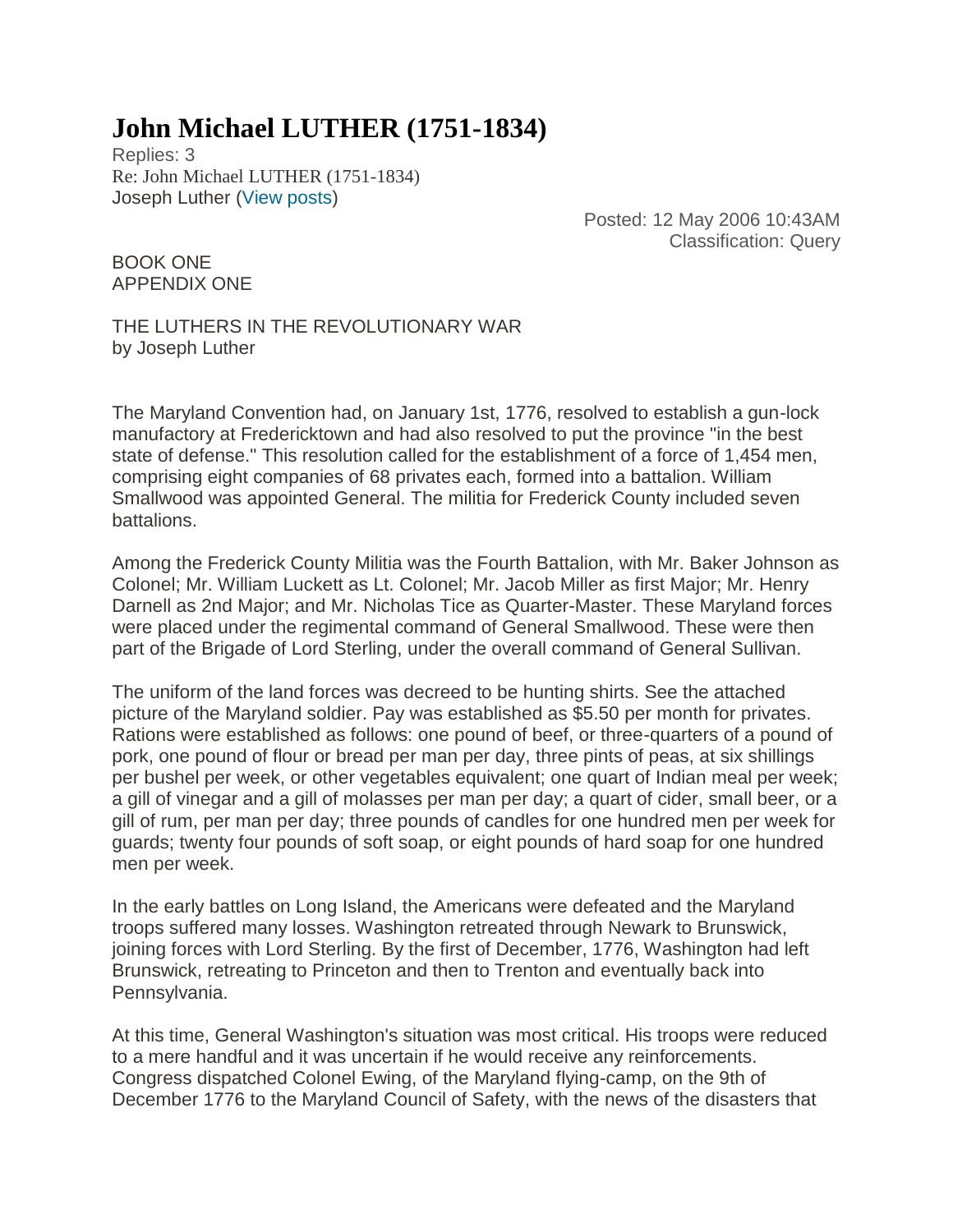# John Michael LUTHER (1751-1834)

Replies: 3

Re: John Michael LUTHER (1751-1834)

Joseph Luther (View posts)

Posted: 12 May 2006 10:43AM

Classification: Query

BOOK ONE
APPENDIX ONE

THE LUTHERS IN THE REVOLUTIONARY WAR
by Joseph Luther

The Maryland Convention had, on January 1st, 1776, resolved to establish a gun-lock manufactory at Fredericktown and had also resolved to put the province "in the best state of defense." This resolution called for the establishment of a force of 1,454 men, comprising eight companies of 68 privates each, formed into a battalion. William Smallwood was appointed General. The militia for Frederick County included seven battalions.

Among the Frederick County Militia was the Fourth Battalion, with Mr. Baker Johnson as Colonel; Mr. William Luckett as Lt. Colonel; Mr. Jacob Miller as first Major; Mr. Henry Darnell as 2nd Major; and Mr. Nicholas Tice as Quarter-Master. These Maryland forces were placed under the regimental command of General Smallwood. These were then part of the Brigade of Lord Sterling, under the overall command of General Sullivan.

The uniform of the land forces was decreed to be hunting shirts. See the attached picture of the Maryland soldier. Pay was established as $5.50 per month for privates. Rations were established as follows: one pound of beef, or three-quarters of a pound of pork, one pound of flour or bread per man per day, three pints of peas, at six shillings per bushel per week, or other vegetables equivalent; one quart of Indian meal per week; a gill of vinegar and a gill of molasses per man per day; a quart of cider, small beer, or a gill of rum, per man per day; three pounds of candles for one hundred men per week for guards; twenty four pounds of soft soap, or eight pounds of hard soap for one hundred men per week.

In the early battles on Long Island, the Americans were defeated and the Maryland troops suffered many losses. Washington retreated through Newark to Brunswick, joining forces with Lord Sterling. By the first of December, 1776, Washington had left Brunswick, retreating to Princeton and then to Trenton and eventually back into Pennsylvania.

At this time, General Washington's situation was most critical. His troops were reduced to a mere handful and it was uncertain if he would receive any reinforcements. Congress dispatched Colonel Ewing, of the Maryland flying-camp, on the 9th of December 1776 to the Maryland Council of Safety, with the news of the disasters that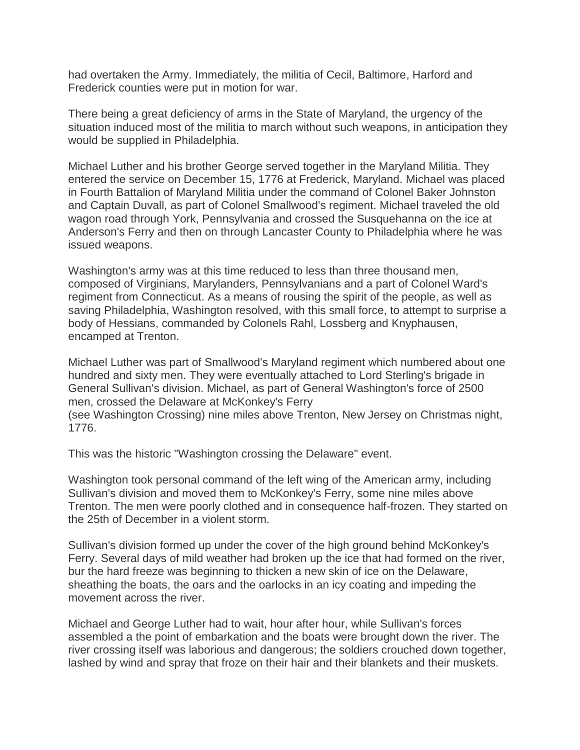had overtaken the Army. Immediately, the militia of Cecil, Baltimore, Harford and Frederick counties were put in motion for war.

There being a great deficiency of arms in the State of Maryland, the urgency of the situation induced most of the militia to march without such weapons, in anticipation they would be supplied in Philadelphia.

Michael Luther and his brother George served together in the Maryland Militia. They entered the service on December 15, 1776 at Frederick, Maryland. Michael was placed in Fourth Battalion of Maryland Militia under the command of Colonel Baker Johnston and Captain Duvall, as part of Colonel Smallwood's regiment. Michael traveled the old wagon road through York, Pennsylvania and crossed the Susquehanna on the ice at Anderson's Ferry and then on through Lancaster County to Philadelphia where he was issued weapons.

Washington's army was at this time reduced to less than three thousand men, composed of Virginians, Marylanders, Pennsylvanians and a part of Colonel Ward's regiment from Connecticut. As a means of rousing the spirit of the people, as well as saving Philadelphia, Washington resolved, with this small force, to attempt to surprise a body of Hessians, commanded by Colonels Rahl, Lossberg and Knyphausen, encamped at Trenton.

Michael Luther was part of Smallwood's Maryland regiment which numbered about one hundred and sixty men. They were eventually attached to Lord Sterling's brigade in General Sullivan's division. Michael, as part of General Washington's force of 2500 men, crossed the Delaware at McKonkey's Ferry
(see Washington Crossing) nine miles above Trenton, New Jersey on Christmas night, 1776.

This was the historic "Washington crossing the Delaware" event.

Washington took personal command of the left wing of the American army, including Sullivan's division and moved them to McKonkey's Ferry, some nine miles above Trenton. The men were poorly clothed and in consequence half-frozen. They started on the 25th of December in a violent storm.

Sullivan's division formed up under the cover of the high ground behind McKonkey's Ferry. Several days of mild weather had broken up the ice that had formed on the river, bur the hard freeze was beginning to thicken a new skin of ice on the Delaware, sheathing the boats, the oars and the oarlocks in an icy coating and impeding the movement across the river.

Michael and George Luther had to wait, hour after hour, while Sullivan's forces assembled a the point of embarkation and the boats were brought down the river. The river crossing itself was laborious and dangerous; the soldiers crouched down together, lashed by wind and spray that froze on their hair and their blankets and their muskets.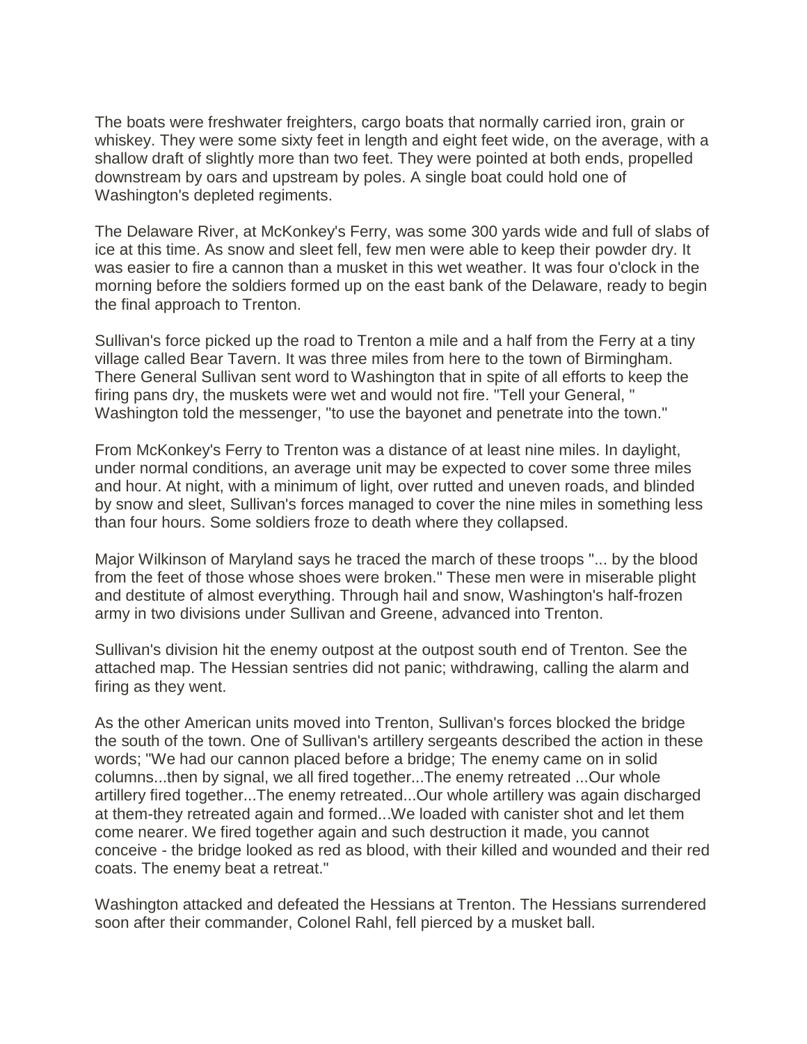The boats were freshwater freighters, cargo boats that normally carried iron, grain or whiskey. They were some sixty feet in length and eight feet wide, on the average, with a shallow draft of slightly more than two feet. They were pointed at both ends, propelled downstream by oars and upstream by poles. A single boat could hold one of Washington's depleted regiments.

The Delaware River, at McKonkey's Ferry, was some 300 yards wide and full of slabs of ice at this time. As snow and sleet fell, few men were able to keep their powder dry. It was easier to fire a cannon than a musket in this wet weather. It was four o'clock in the morning before the soldiers formed up on the east bank of the Delaware, ready to begin the final approach to Trenton.

Sullivan's force picked up the road to Trenton a mile and a half from the Ferry at a tiny village called Bear Tavern. It was three miles from here to the town of Birmingham. There General Sullivan sent word to Washington that in spite of all efforts to keep the firing pans dry, the muskets were wet and would not fire. "Tell your General, " Washington told the messenger, "to use the bayonet and penetrate into the town."

From McKonkey's Ferry to Trenton was a distance of at least nine miles. In daylight, under normal conditions, an average unit may be expected to cover some three miles and hour. At night, with a minimum of light, over rutted and uneven roads, and blinded by snow and sleet, Sullivan's forces managed to cover the nine miles in something less than four hours. Some soldiers froze to death where they collapsed.

Major Wilkinson of Maryland says he traced the march of these troops "... by the blood from the feet of those whose shoes were broken." These men were in miserable plight and destitute of almost everything. Through hail and snow, Washington's half-frozen army in two divisions under Sullivan and Greene, advanced into Trenton.

Sullivan's division hit the enemy outpost at the outpost south end of Trenton. See the attached map. The Hessian sentries did not panic; withdrawing, calling the alarm and firing as they went.

As the other American units moved into Trenton, Sullivan's forces blocked the bridge the south of the town. One of Sullivan's artillery sergeants described the action in these words; "We had our cannon placed before a bridge; The enemy came on in solid columns...then by signal, we all fired together...The enemy retreated ...Our whole artillery fired together...The enemy retreated...Our whole artillery was again discharged at them-they retreated again and formed...We loaded with canister shot and let them come nearer. We fired together again and such destruction it made, you cannot conceive - the bridge looked as red as blood, with their killed and wounded and their red coats. The enemy beat a retreat."

Washington attacked and defeated the Hessians at Trenton. The Hessians surrendered soon after their commander, Colonel Rahl, fell pierced by a musket ball.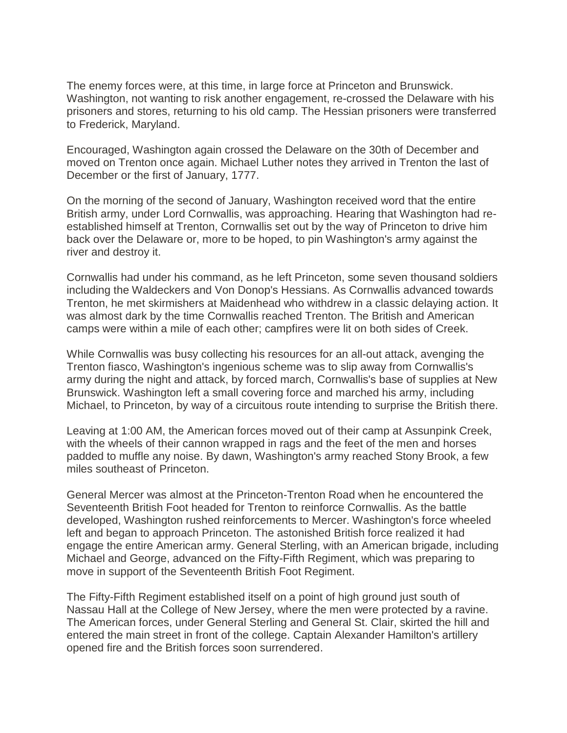The enemy forces were, at this time, in large force at Princeton and Brunswick. Washington, not wanting to risk another engagement, re-crossed the Delaware with his prisoners and stores, returning to his old camp. The Hessian prisoners were transferred to Frederick, Maryland.

Encouraged, Washington again crossed the Delaware on the 30th of December and moved on Trenton once again. Michael Luther notes they arrived in Trenton the last of December or the first of January, 1777.

On the morning of the second of January, Washington received word that the entire British army, under Lord Cornwallis, was approaching. Hearing that Washington had re-established himself at Trenton, Cornwallis set out by the way of Princeton to drive him back over the Delaware or, more to be hoped, to pin Washington's army against the river and destroy it.

Cornwallis had under his command, as he left Princeton, some seven thousand soldiers including the Waldeckers and Von Donop's Hessians. As Cornwallis advanced towards Trenton, he met skirmishers at Maidenhead who withdrew in a classic delaying action. It was almost dark by the time Cornwallis reached Trenton. The British and American camps were within a mile of each other; campfires were lit on both sides of Creek.

While Cornwallis was busy collecting his resources for an all-out attack, avenging the Trenton fiasco, Washington's ingenious scheme was to slip away from Cornwallis's army during the night and attack, by forced march, Cornwallis's base of supplies at New Brunswick. Washington left a small covering force and marched his army, including Michael, to Princeton, by way of a circuitous route intending to surprise the British there.

Leaving at 1:00 AM, the American forces moved out of their camp at Assunpink Creek, with the wheels of their cannon wrapped in rags and the feet of the men and horses padded to muffle any noise. By dawn, Washington's army reached Stony Brook, a few miles southeast of Princeton.

General Mercer was almost at the Princeton-Trenton Road when he encountered the Seventeenth British Foot headed for Trenton to reinforce Cornwallis. As the battle developed, Washington rushed reinforcements to Mercer. Washington's force wheeled left and began to approach Princeton. The astonished British force realized it had engage the entire American army. General Sterling, with an American brigade, including Michael and George, advanced on the Fifty-Fifth Regiment, which was preparing to move in support of the Seventeenth British Foot Regiment.

The Fifty-Fifth Regiment established itself on a point of high ground just south of Nassau Hall at the College of New Jersey, where the men were protected by a ravine. The American forces, under General Sterling and General St. Clair, skirted the hill and entered the main street in front of the college. Captain Alexander Hamilton's artillery opened fire and the British forces soon surrendered.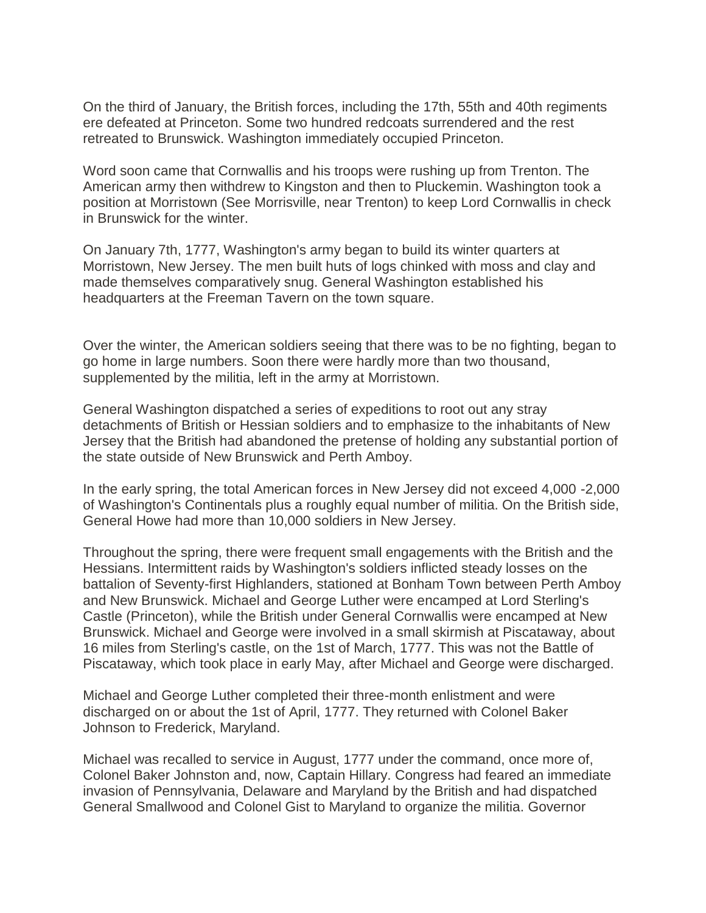On the third of January, the British forces, including the 17th, 55th and 40th regiments ere defeated at Princeton. Some two hundred redcoats surrendered and the rest retreated to Brunswick. Washington immediately occupied Princeton.

Word soon came that Cornwallis and his troops were rushing up from Trenton. The American army then withdrew to Kingston and then to Pluckemin. Washington took a position at Morristown (See Morrisville, near Trenton) to keep Lord Cornwallis in check in Brunswick for the winter.

On January 7th, 1777, Washington's army began to build its winter quarters at Morristown, New Jersey. The men built huts of logs chinked with moss and clay and made themselves comparatively snug. General Washington established his headquarters at the Freeman Tavern on the town square.

Over the winter, the American soldiers seeing that there was to be no fighting, began to go home in large numbers. Soon there were hardly more than two thousand, supplemented by the militia, left in the army at Morristown.

General Washington dispatched a series of expeditions to root out any stray detachments of British or Hessian soldiers and to emphasize to the inhabitants of New Jersey that the British had abandoned the pretense of holding any substantial portion of the state outside of New Brunswick and Perth Amboy.

In the early spring, the total American forces in New Jersey did not exceed 4,000 -2,000 of Washington's Continentals plus a roughly equal number of militia. On the British side, General Howe had more than 10,000 soldiers in New Jersey.

Throughout the spring, there were frequent small engagements with the British and the Hessians. Intermittent raids by Washington's soldiers inflicted steady losses on the battalion of Seventy-first Highlanders, stationed at Bonham Town between Perth Amboy and New Brunswick. Michael and George Luther were encamped at Lord Sterling's Castle (Princeton), while the British under General Cornwallis were encamped at New Brunswick. Michael and George were involved in a small skirmish at Piscataway, about 16 miles from Sterling's castle, on the 1st of March, 1777. This was not the Battle of Piscataway, which took place in early May, after Michael and George were discharged.

Michael and George Luther completed their three-month enlistment and were discharged on or about the 1st of April, 1777. They returned with Colonel Baker Johnson to Frederick, Maryland.

Michael was recalled to service in August, 1777 under the command, once more of, Colonel Baker Johnston and, now, Captain Hillary. Congress had feared an immediate invasion of Pennsylvania, Delaware and Maryland by the British and had dispatched General Smallwood and Colonel Gist to Maryland to organize the militia. Governor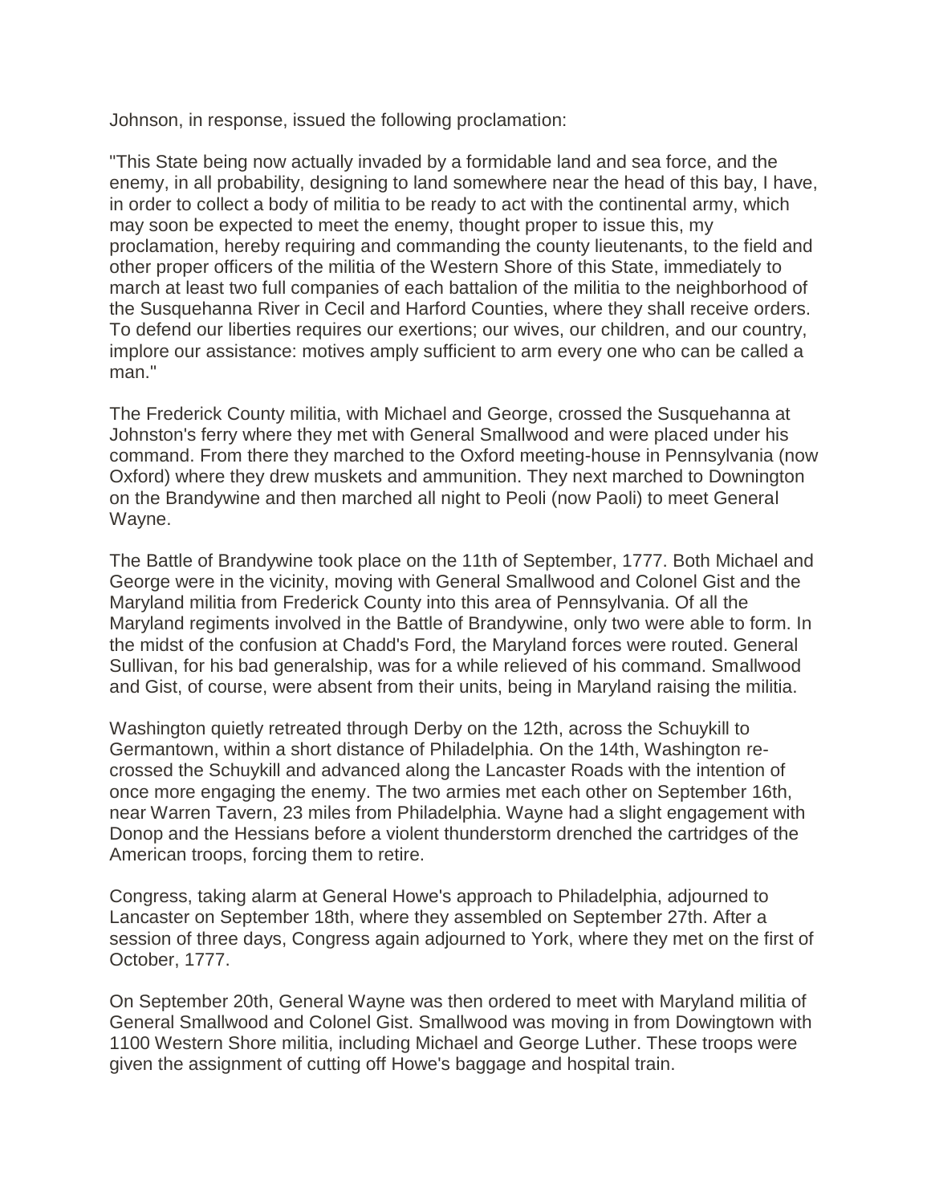Johnson, in response, issued the following proclamation:

"This State being now actually invaded by a formidable land and sea force, and the enemy, in all probability, designing to land somewhere near the head of this bay, I have, in order to collect a body of militia to be ready to act with the continental army, which may soon be expected to meet the enemy, thought proper to issue this, my proclamation, hereby requiring and commanding the county lieutenants, to the field and other proper officers of the militia of the Western Shore of this State, immediately to march at least two full companies of each battalion of the militia to the neighborhood of the Susquehanna River in Cecil and Harford Counties, where they shall receive orders. To defend our liberties requires our exertions; our wives, our children, and our country, implore our assistance: motives amply sufficient to arm every one who can be called a man."

The Frederick County militia, with Michael and George, crossed the Susquehanna at Johnston's ferry where they met with General Smallwood and were placed under his command. From there they marched to the Oxford meeting-house in Pennsylvania (now Oxford) where they drew muskets and ammunition. They next marched to Downington on the Brandywine and then marched all night to Peoli (now Paoli) to meet General Wayne.

The Battle of Brandywine took place on the 11th of September, 1777. Both Michael and George were in the vicinity, moving with General Smallwood and Colonel Gist and the Maryland militia from Frederick County into this area of Pennsylvania. Of all the Maryland regiments involved in the Battle of Brandywine, only two were able to form. In the midst of the confusion at Chadd's Ford, the Maryland forces were routed. General Sullivan, for his bad generalship, was for a while relieved of his command. Smallwood and Gist, of course, were absent from their units, being in Maryland raising the militia.

Washington quietly retreated through Derby on the 12th, across the Schuylkill to Germantown, within a short distance of Philadelphia. On the 14th, Washington re-crossed the Schuylkill and advanced along the Lancaster Roads with the intention of once more engaging the enemy. The two armies met each other on September 16th, near Warren Tavern, 23 miles from Philadelphia. Wayne had a slight engagement with Donop and the Hessians before a violent thunderstorm drenched the cartridges of the American troops, forcing them to retire.

Congress, taking alarm at General Howe's approach to Philadelphia, adjourned to Lancaster on September 18th, where they assembled on September 27th. After a session of three days, Congress again adjourned to York, where they met on the first of October, 1777.

On September 20th, General Wayne was then ordered to meet with Maryland militia of General Smallwood and Colonel Gist. Smallwood was moving in from Dowingtown with 1100 Western Shore militia, including Michael and George Luther. These troops were given the assignment of cutting off Howe's baggage and hospital train.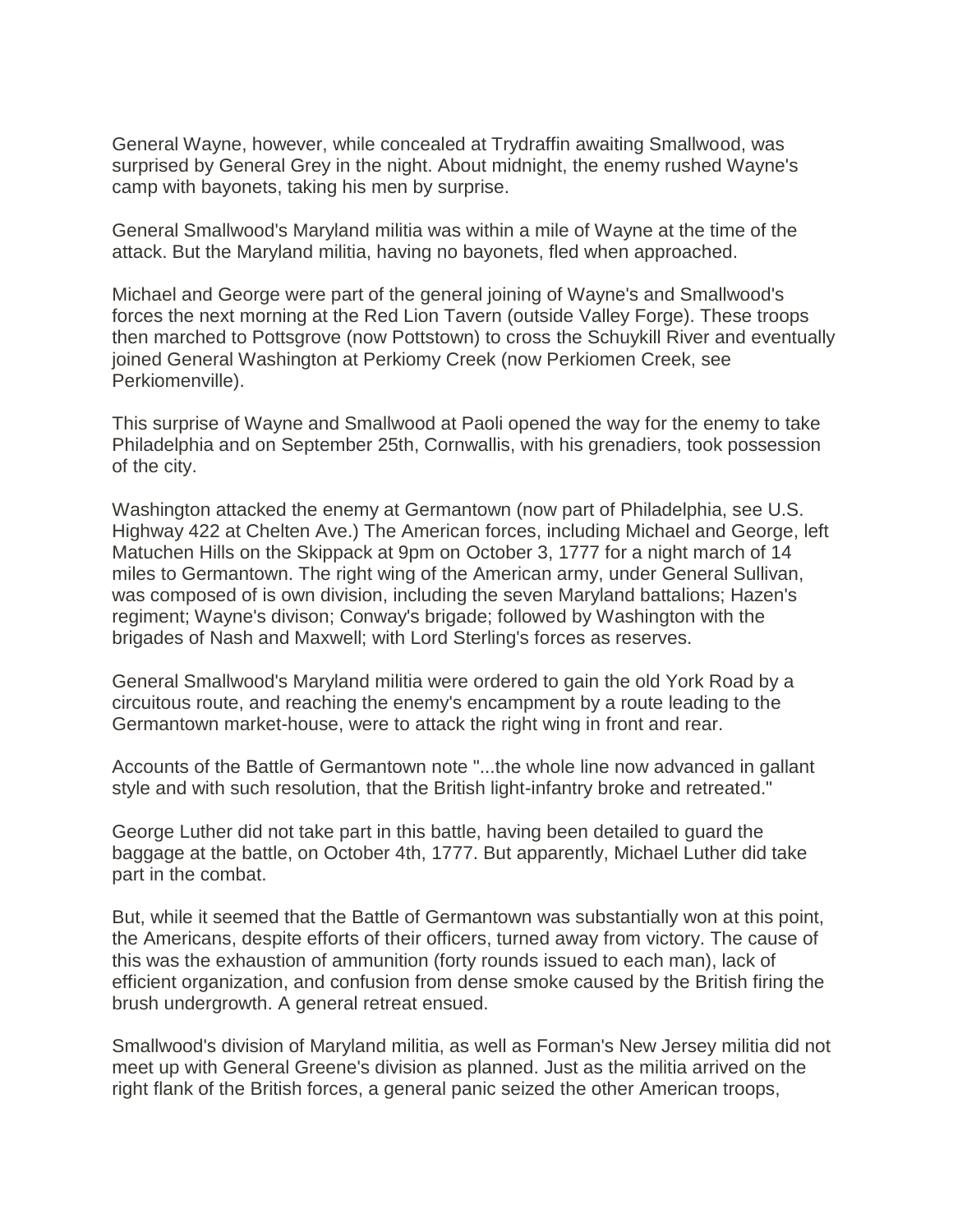General Wayne, however, while concealed at Trydraffin awaiting Smallwood, was surprised by General Grey in the night. About midnight, the enemy rushed Wayne's camp with bayonets, taking his men by surprise.

General Smallwood's Maryland militia was within a mile of Wayne at the time of the attack. But the Maryland militia, having no bayonets, fled when approached.

Michael and George were part of the general joining of Wayne's and Smallwood's forces the next morning at the Red Lion Tavern (outside Valley Forge). These troops then marched to Pottsgrove (now Pottstown) to cross the Schuylkill River and eventually joined General Washington at Perkiomy Creek (now Perkiomen Creek, see Perkiomenville).

This surprise of Wayne and Smallwood at Paoli opened the way for the enemy to take Philadelphia and on September 25th, Cornwallis, with his grenadiers, took possession of the city.

Washington attacked the enemy at Germantown (now part of Philadelphia, see U.S. Highway 422 at Chelten Ave.) The American forces, including Michael and George, left Matuchen Hills on the Skippack at 9pm on October 3, 1777 for a night march of 14 miles to Germantown. The right wing of the American army, under General Sullivan, was composed of is own division, including the seven Maryland battalions; Hazen's regiment; Wayne's divison; Conway's brigade; followed by Washington with the brigades of Nash and Maxwell; with Lord Sterling's forces as reserves.

General Smallwood's Maryland militia were ordered to gain the old York Road by a circuitous route, and reaching the enemy's encampment by a route leading to the Germantown market-house, were to attack the right wing in front and rear.

Accounts of the Battle of Germantown note "...the whole line now advanced in gallant style and with such resolution, that the British light-infantry broke and retreated."

George Luther did not take part in this battle, having been detailed to guard the baggage at the battle, on October 4th, 1777. But apparently, Michael Luther did take part in the combat.

But, while it seemed that the Battle of Germantown was substantially won at this point, the Americans, despite efforts of their officers, turned away from victory. The cause of this was the exhaustion of ammunition (forty rounds issued to each man), lack of efficient organization, and confusion from dense smoke caused by the British firing the brush undergrowth. A general retreat ensued.

Smallwood's division of Maryland militia, as well as Forman's New Jersey militia did not meet up with General Greene's division as planned. Just as the militia arrived on the right flank of the British forces, a general panic seized the other American troops,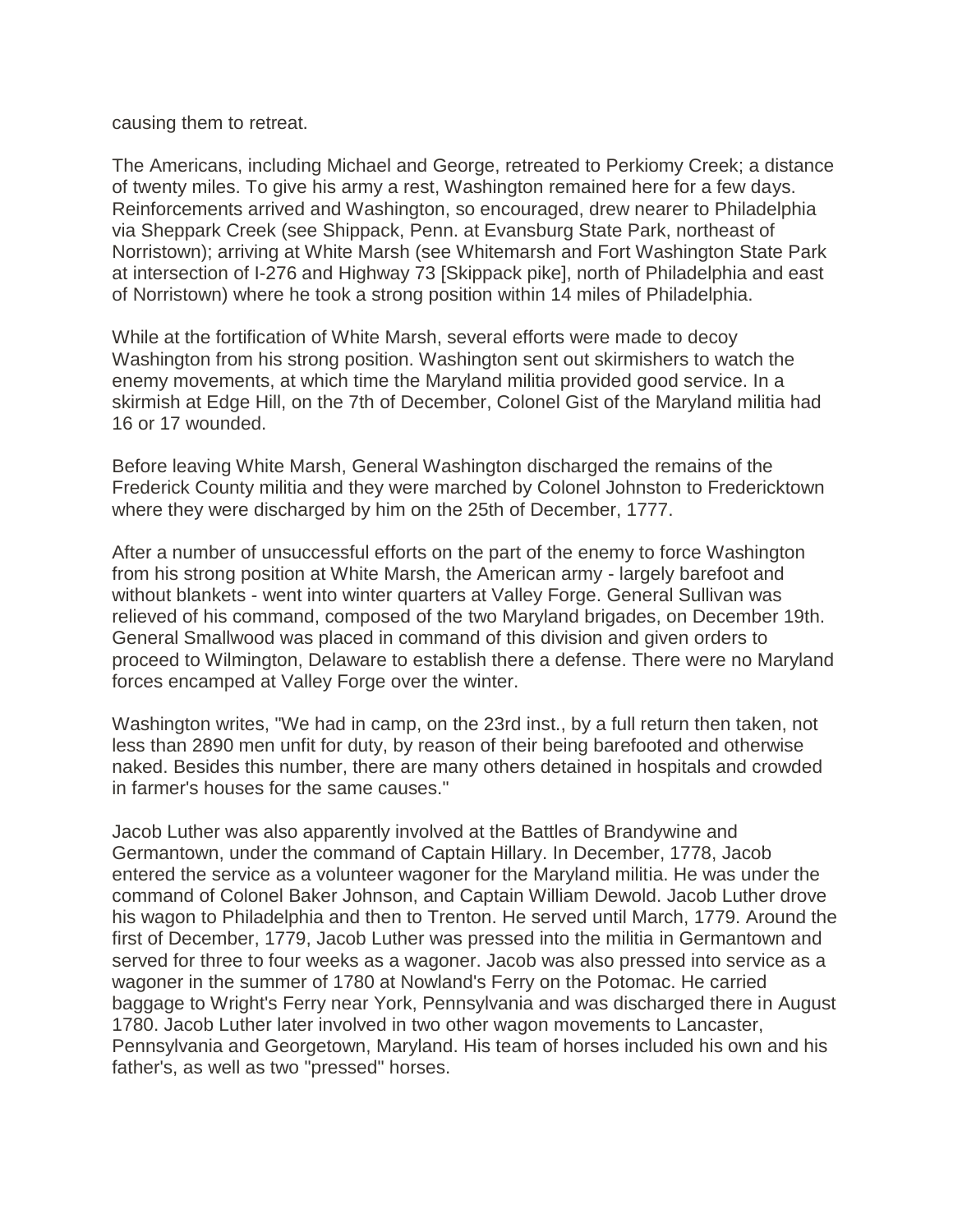causing them to retreat.

The Americans, including Michael and George, retreated to Perkiomy Creek; a distance of twenty miles. To give his army a rest, Washington remained here for a few days. Reinforcements arrived and Washington, so encouraged, drew nearer to Philadelphia via Sheppark Creek (see Shippack, Penn. at Evansburg State Park, northeast of Norristown); arriving at White Marsh (see Whitemarsh and Fort Washington State Park at intersection of I-276 and Highway 73 [Skippack pike], north of Philadelphia and east of Norristown) where he took a strong position within 14 miles of Philadelphia.

While at the fortification of White Marsh, several efforts were made to decoy Washington from his strong position. Washington sent out skirmishers to watch the enemy movements, at which time the Maryland militia provided good service. In a skirmish at Edge Hill, on the 7th of December, Colonel Gist of the Maryland militia had 16 or 17 wounded.

Before leaving White Marsh, General Washington discharged the remains of the Frederick County militia and they were marched by Colonel Johnston to Fredericktown where they were discharged by him on the 25th of December, 1777.

After a number of unsuccessful efforts on the part of the enemy to force Washington from his strong position at White Marsh, the American army - largely barefoot and without blankets - went into winter quarters at Valley Forge. General Sullivan was relieved of his command, composed of the two Maryland brigades, on December 19th. General Smallwood was placed in command of this division and given orders to proceed to Wilmington, Delaware to establish there a defense. There were no Maryland forces encamped at Valley Forge over the winter.

Washington writes, "We had in camp, on the 23rd inst., by a full return then taken, not less than 2890 men unfit for duty, by reason of their being barefooted and otherwise naked. Besides this number, there are many others detained in hospitals and crowded in farmer's houses for the same causes."

Jacob Luther was also apparently involved at the Battles of Brandywine and Germantown, under the command of Captain Hillary. In December, 1778, Jacob entered the service as a volunteer wagoner for the Maryland militia. He was under the command of Colonel Baker Johnson, and Captain William Dewold. Jacob Luther drove his wagon to Philadelphia and then to Trenton. He served until March, 1779. Around the first of December, 1779, Jacob Luther was pressed into the militia in Germantown and served for three to four weeks as a wagoner. Jacob was also pressed into service as a wagoner in the summer of 1780 at Nowland's Ferry on the Potomac. He carried baggage to Wright's Ferry near York, Pennsylvania and was discharged there in August 1780. Jacob Luther later involved in two other wagon movements to Lancaster, Pennsylvania and Georgetown, Maryland. His team of horses included his own and his father's, as well as two "pressed" horses.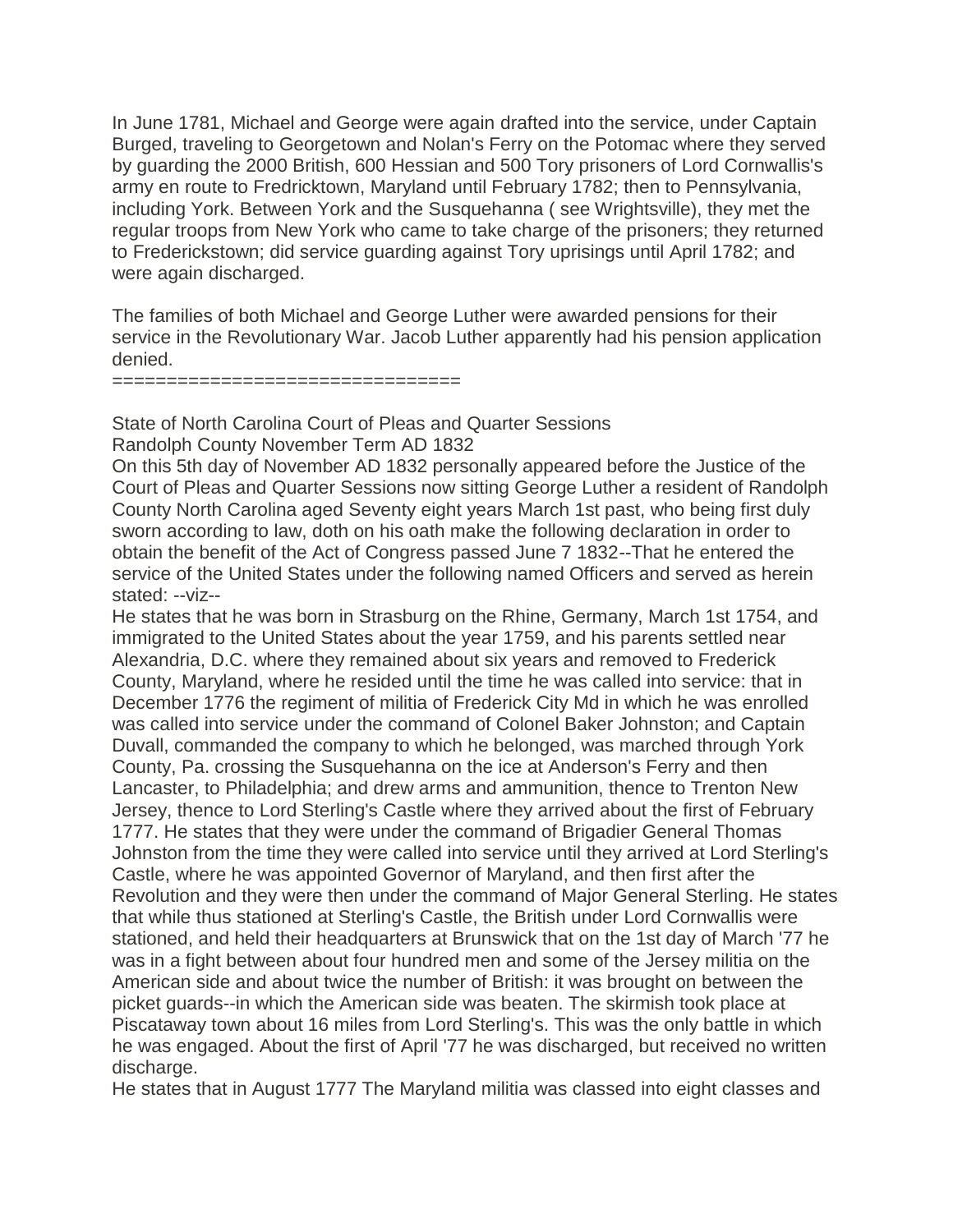In June 1781, Michael and George were again drafted into the service, under Captain Burged, traveling to Georgetown and Nolan's Ferry on the Potomac where they served by guarding the 2000 British, 600 Hessian and 500 Tory prisoners of Lord Cornwallis's army en route to Fredricktown, Maryland until February 1782; then to Pennsylvania, including York. Between York and the Susquehanna ( see Wrightsville), they met the regular troops from New York who came to take charge of the prisoners; they returned to Frederickstown; did service guarding against Tory uprisings until April 1782; and were again discharged.

The families of both Michael and George Luther were awarded pensions for their service in the Revolutionary War. Jacob Luther apparently had his pension application denied.

================================

State of North Carolina Court of Pleas and Quarter Sessions
Randolph County November Term AD 1832

On this 5th day of November AD 1832 personally appeared before the Justice of the Court of Pleas and Quarter Sessions now sitting George Luther a resident of Randolph County North Carolina aged Seventy eight years March 1st past, who being first duly sworn according to law, doth on his oath make the following declaration in order to obtain the benefit of the Act of Congress passed June 7 1832--That he entered the service of the United States under the following named Officers and served as herein stated: --viz--

He states that he was born in Strasburg on the Rhine, Germany, March 1st 1754, and immigrated to the United States about the year 1759, and his parents settled near Alexandria, D.C. where they remained about six years and removed to Frederick County, Maryland, where he resided until the time he was called into service: that in December 1776 the regiment of militia of Frederick City Md in which he was enrolled was called into service under the command of Colonel Baker Johnston; and Captain Duvall, commanded the company to which he belonged, was marched through York County, Pa. crossing the Susquehanna on the ice at Anderson's Ferry and then Lancaster, to Philadelphia; and drew arms and ammunition, thence to Trenton New Jersey, thence to Lord Sterling's Castle where they arrived about the first of February 1777. He states that they were under the command of Brigadier General Thomas Johnston from the time they were called into service until they arrived at Lord Sterling's Castle, where he was appointed Governor of Maryland, and then first after the Revolution and they were then under the command of Major General Sterling. He states that while thus stationed at Sterling's Castle, the British under Lord Cornwallis were stationed, and held their headquarters at Brunswick that on the 1st day of March '77 he was in a fight between about four hundred men and some of the Jersey militia on the American side and about twice the number of British: it was brought on between the picket guards--in which the American side was beaten. The skirmish took place at Piscataway town about 16 miles from Lord Sterling's. This was the only battle in which he was engaged. About the first of April '77 he was discharged, but received no written discharge.

He states that in August 1777 The Maryland militia was classed into eight classes and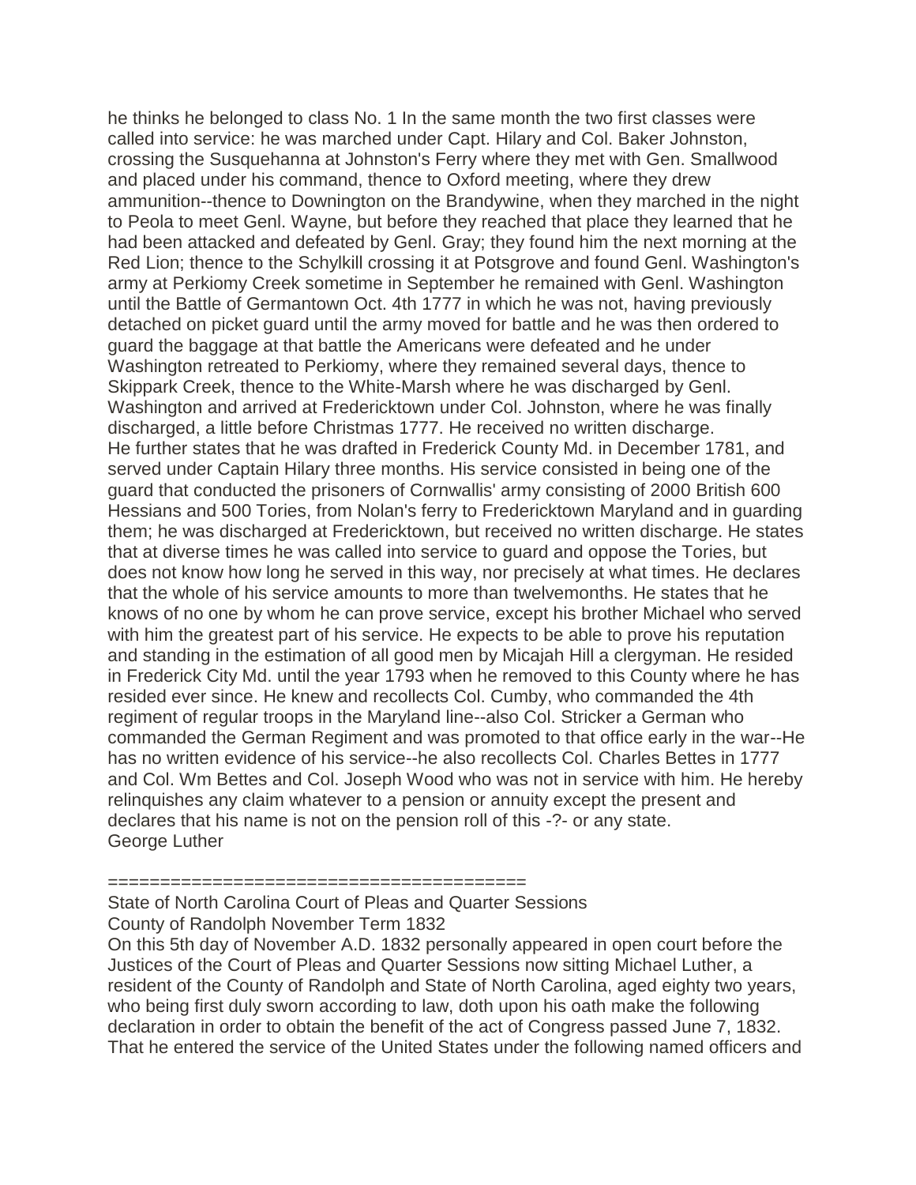he thinks he belonged to class No. 1 In the same month the two first classes were called into service: he was marched under Capt. Hilary and Col. Baker Johnston, crossing the Susquehanna at Johnston's Ferry where they met with Gen. Smallwood and placed under his command, thence to Oxford meeting, where they drew ammunition--thence to Downington on the Brandywine, when they marched in the night to Peola to meet Genl. Wayne, but before they reached that place they learned that he had been attacked and defeated by Genl. Gray; they found him the next morning at the Red Lion; thence to the Schylkill crossing it at Potsgrove and found Genl. Washington's army at Perkiomy Creek sometime in September he remained with Genl. Washington until the Battle of Germantown Oct. 4th 1777 in which he was not, having previously detached on picket guard until the army moved for battle and he was then ordered to guard the baggage at that battle the Americans were defeated and he under Washington retreated to Perkiomy, where they remained several days, thence to Skippark Creek, thence to the White-Marsh where he was discharged by Genl. Washington and arrived at Fredericktown under Col. Johnston, where he was finally discharged, a little before Christmas 1777. He received no written discharge.
He further states that he was drafted in Frederick County Md. in December 1781, and served under Captain Hilary three months. His service consisted in being one of the guard that conducted the prisoners of Cornwallis' army consisting of 2000 British 600 Hessians and 500 Tories, from Nolan's ferry to Fredericktown Maryland and in guarding them; he was discharged at Fredericktown, but received no written discharge. He states that at diverse times he was called into service to guard and oppose the Tories, but does not know how long he served in this way, nor precisely at what times. He declares that the whole of his service amounts to more than twelvemonths. He states that he knows of no one by whom he can prove service, except his brother Michael who served with him the greatest part of his service. He expects to be able to prove his reputation and standing in the estimation of all good men by Micajah Hill a clergyman. He resided in Frederick City Md. until the year 1793 when he removed to this County where he has resided ever since. He knew and recollects Col. Cumby, who commanded the 4th regiment of regular troops in the Maryland line--also Col. Stricker a German who commanded the German Regiment and was promoted to that office early in the war--He has no written evidence of his service--he also recollects Col. Charles Bettes in 1777 and Col. Wm Bettes and Col. Joseph Wood who was not in service with him. He hereby relinquishes any claim whatever to a pension or annuity except the present and declares that his name is not on the pension roll of this -?- or any state.
George Luther

=======================================

State of North Carolina Court of Pleas and Quarter Sessions
County of Randolph November Term 1832
On this 5th day of November A.D. 1832 personally appeared in open court before the Justices of the Court of Pleas and Quarter Sessions now sitting Michael Luther, a resident of the County of Randolph and State of North Carolina, aged eighty two years, who being first duly sworn according to law, doth upon his oath make the following declaration in order to obtain the benefit of the act of Congress passed June 7, 1832. That he entered the service of the United States under the following named officers and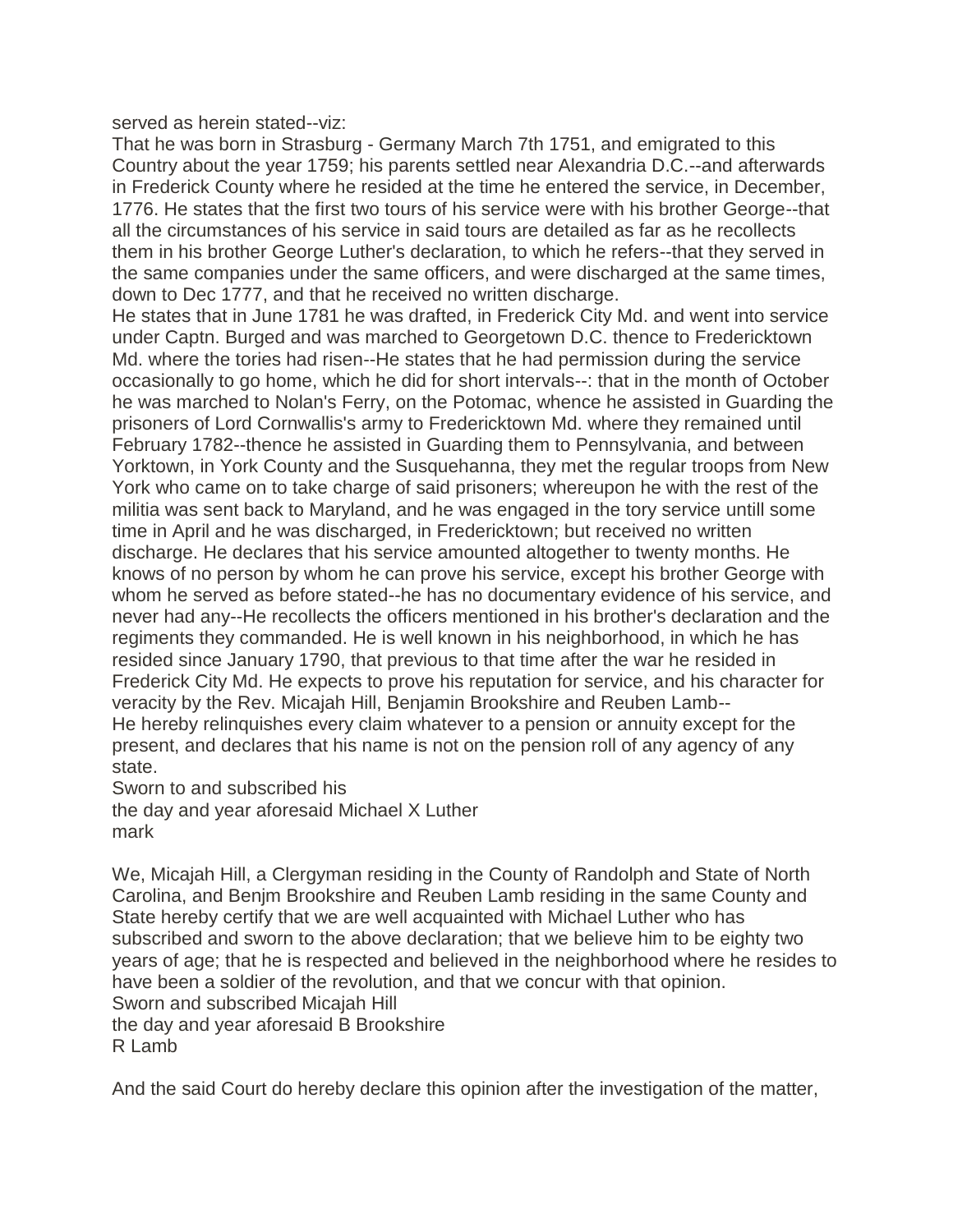served as herein stated--viz:

That he was born in Strasburg - Germany March 7th 1751, and emigrated to this Country about the year 1759; his parents settled near Alexandria D.C.--and afterwards in Frederick County where he resided at the time he entered the service, in December, 1776. He states that the first two tours of his service were with his brother George--that all the circumstances of his service in said tours are detailed as far as he recollects them in his brother George Luther's declaration, to which he refers--that they served in the same companies under the same officers, and were discharged at the same times, down to Dec 1777, and that he received no written discharge.

He states that in June 1781 he was drafted, in Frederick City Md. and went into service under Captn. Burged and was marched to Georgetown D.C. thence to Fredericktown Md. where the tories had risen--He states that he had permission during the service occasionally to go home, which he did for short intervals--: that in the month of October he was marched to Nolan's Ferry, on the Potomac, whence he assisted in Guarding the prisoners of Lord Cornwallis's army to Fredericktown Md. where they remained until February 1782--thence he assisted in Guarding them to Pennsylvania, and between Yorktown, in York County and the Susquehanna, they met the regular troops from New York who came on to take charge of said prisoners; whereupon he with the rest of the militia was sent back to Maryland, and he was engaged in the tory service untill some time in April and he was discharged, in Fredericktown; but received no written discharge. He declares that his service amounted altogether to twenty months. He knows of no person by whom he can prove his service, except his brother George with whom he served as before stated--he has no documentary evidence of his service, and never had any--He recollects the officers mentioned in his brother's declaration and the regiments they commanded. He is well known in his neighborhood, in which he has resided since January 1790, that previous to that time after the war he resided in Frederick City Md. He expects to prove his reputation for service, and his character for veracity by the Rev. Micajah Hill, Benjamin Brookshire and Reuben Lamb--

He hereby relinquishes every claim whatever to a pension or annuity except for the present, and declares that his name is not on the pension roll of any agency of any state.

Sworn to and subscribed his
the day and year aforesaid Michael X Luther
mark

We, Micajah Hill, a Clergyman residing in the County of Randolph and State of North Carolina, and Benjm Brookshire and Reuben Lamb residing in the same County and State hereby certify that we are well acquainted with Michael Luther who has subscribed and sworn to the above declaration; that we believe him to be eighty two years of age; that he is respected and believed in the neighborhood where he resides to have been a soldier of the revolution, and that we concur with that opinion.

Sworn and subscribed Micajah Hill
the day and year aforesaid B Brookshire
R Lamb

And the said Court do hereby declare this opinion after the investigation of the matter,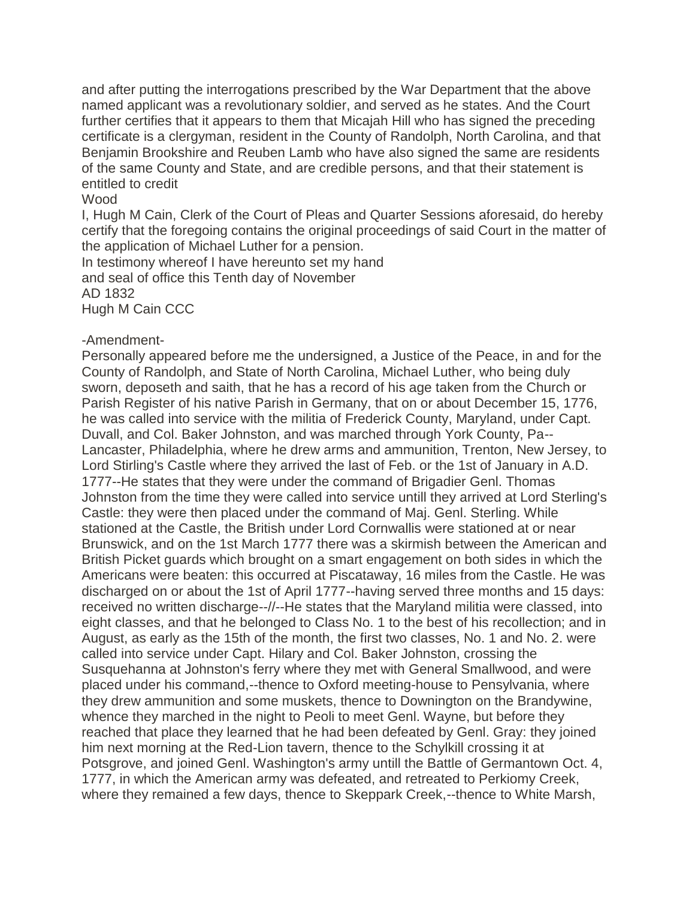and after putting the interrogations prescribed by the War Department that the above named applicant was a revolutionary soldier, and served as he states. And the Court further certifies that it appears to them that Micajah Hill who has signed the preceding certificate is a clergyman, resident in the County of Randolph, North Carolina, and that Benjamin Brookshire and Reuben Lamb who have also signed the same are residents of the same County and State, and are credible persons, and that their statement is entitled to credit

Wood

I, Hugh M Cain, Clerk of the Court of Pleas and Quarter Sessions aforesaid, do hereby certify that the foregoing contains the original proceedings of said Court in the matter of the application of Michael Luther for a pension.

In testimony whereof I have hereunto set my hand
and seal of office this Tenth day of November
AD 1832
Hugh M Cain CCC

-Amendment-

Personally appeared before me the undersigned, a Justice of the Peace, in and for the County of Randolph, and State of North Carolina, Michael Luther, who being duly sworn, deposeth and saith, that he has a record of his age taken from the Church or Parish Register of his native Parish in Germany, that on or about December 15, 1776, he was called into service with the militia of Frederick County, Maryland, under Capt. Duvall, and Col. Baker Johnston, and was marched through York County, Pa--Lancaster, Philadelphia, where he drew arms and ammunition, Trenton, New Jersey, to Lord Stirling's Castle where they arrived the last of Feb. or the 1st of January in A.D. 1777--He states that they were under the command of Brigadier Genl. Thomas Johnston from the time they were called into service untill they arrived at Lord Sterling's Castle: they were then placed under the command of Maj. Genl. Sterling. While stationed at the Castle, the British under Lord Cornwallis were stationed at or near Brunswick, and on the 1st March 1777 there was a skirmish between the American and British Picket guards which brought on a smart engagement on both sides in which the Americans were beaten: this occurred at Piscataway, 16 miles from the Castle. He was discharged on or about the 1st of April 1777--having served three months and 15 days: received no written discharge--//--He states that the Maryland militia were classed, into eight classes, and that he belonged to Class No. 1 to the best of his recollection; and in August, as early as the 15th of the month, the first two classes, No. 1 and No. 2. were called into service under Capt. Hilary and Col. Baker Johnston, crossing the Susquehanna at Johnston's ferry where they met with General Smallwood, and were placed under his command,--thence to Oxford meeting-house to Pensylvania, where they drew ammunition and some muskets, thence to Downington on the Brandywine, whence they marched in the night to Peoli to meet Genl. Wayne, but before they reached that place they learned that he had been defeated by Genl. Gray: they joined him next morning at the Red-Lion tavern, thence to the Schylkill crossing it at Potsgrove, and joined Genl. Washington's army untill the Battle of Germantown Oct. 4, 1777, in which the American army was defeated, and retreated to Perkiomy Creek, where they remained a few days, thence to Skeppark Creek,--thence to White Marsh,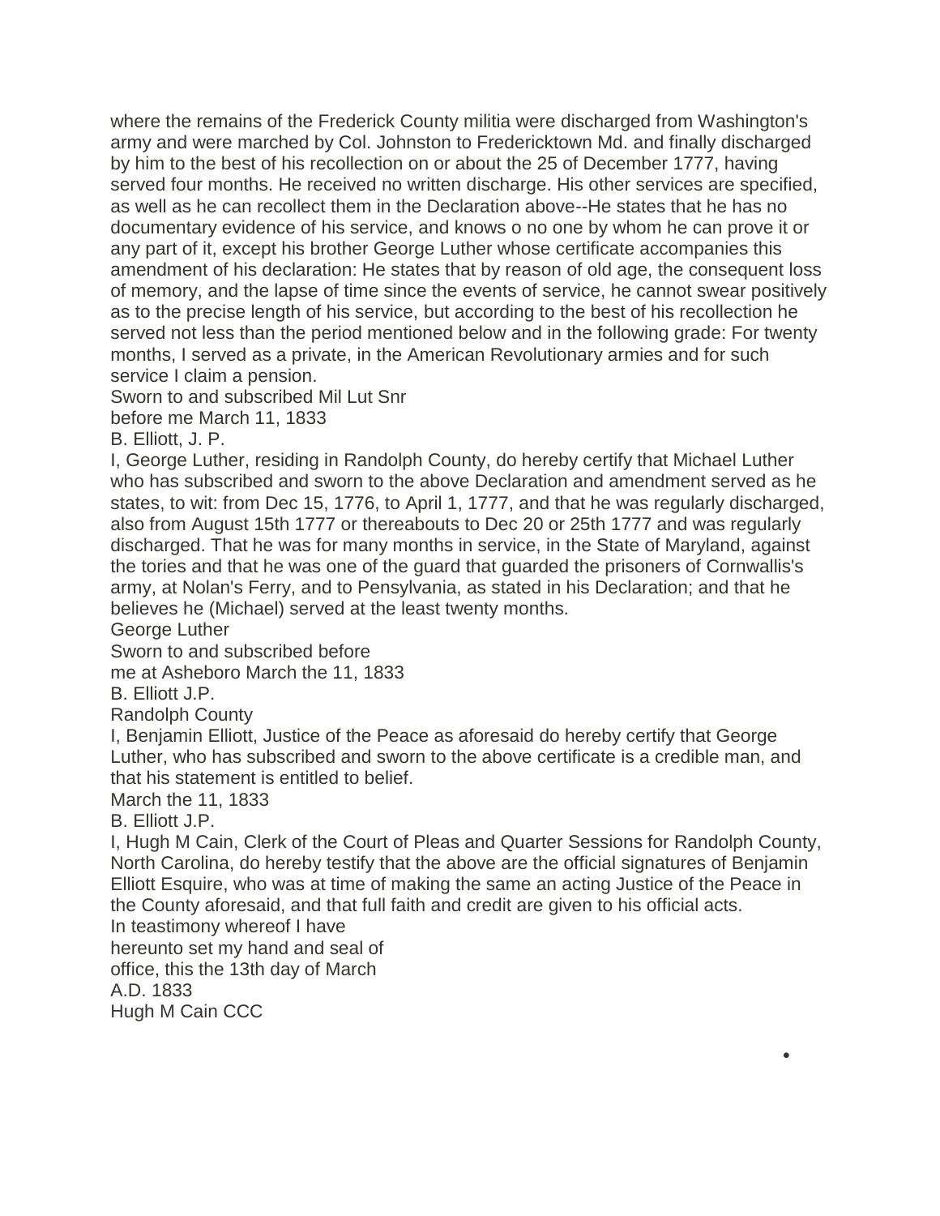where the remains of the Frederick County militia were discharged from Washington's army and were marched by Col. Johnston to Fredericktown Md. and finally discharged by him to the best of his recollection on or about the 25 of December 1777, having served four months. He received no written discharge. His other services are specified, as well as he can recollect them in the Declaration above--He states that he has no documentary evidence of his service, and knows o no one by whom he can prove it or any part of it, except his brother George Luther whose certificate accompanies this amendment of his declaration: He states that by reason of old age, the consequent loss of memory, and the lapse of time since the events of service, he cannot swear positively as to the precise length of his service, but according to the best of his recollection he served not less than the period mentioned below and in the following grade: For twenty months, I served as a private, in the American Revolutionary armies and for such service I claim a pension.

Sworn to and subscribed Mil Lut Snr
before me March 11, 1833
B. Elliott, J. P.

I, George Luther, residing in Randolph County, do hereby certify that Michael Luther who has subscribed and sworn to the above Declaration and amendment served as he states, to wit: from Dec 15, 1776, to April 1, 1777, and that he was regularly discharged, also from August 15th 1777 or thereabouts to Dec 20 or 25th 1777 and was regularly discharged. That he was for many months in service, in the State of Maryland, against the tories and that he was one of the guard that guarded the prisoners of Cornwallis's army, at Nolan's Ferry, and to Pensylvania, as stated in his Declaration; and that he believes he (Michael) served at the least twenty months.

George Luther
Sworn to and subscribed before
me at Asheboro March the 11, 1833
B. Elliott J.P.
Randolph County

I, Benjamin Elliott, Justice of the Peace as aforesaid do hereby certify that George Luther, who has subscribed and sworn to the above certificate is a credible man, and that his statement is entitled to belief.

March the 11, 1833
B. Elliott J.P.

I, Hugh M Cain, Clerk of the Court of Pleas and Quarter Sessions for Randolph County, North Carolina, do hereby testify that the above are the official signatures of Benjamin Elliott Esquire, who was at time of making the same an acting Justice of the Peace in the County aforesaid, and that full faith and credit are given to his official acts.

In teastimony whereof I have
hereunto set my hand and seal of
office, this the 13th day of March
A.D. 1833
Hugh M Cain CCC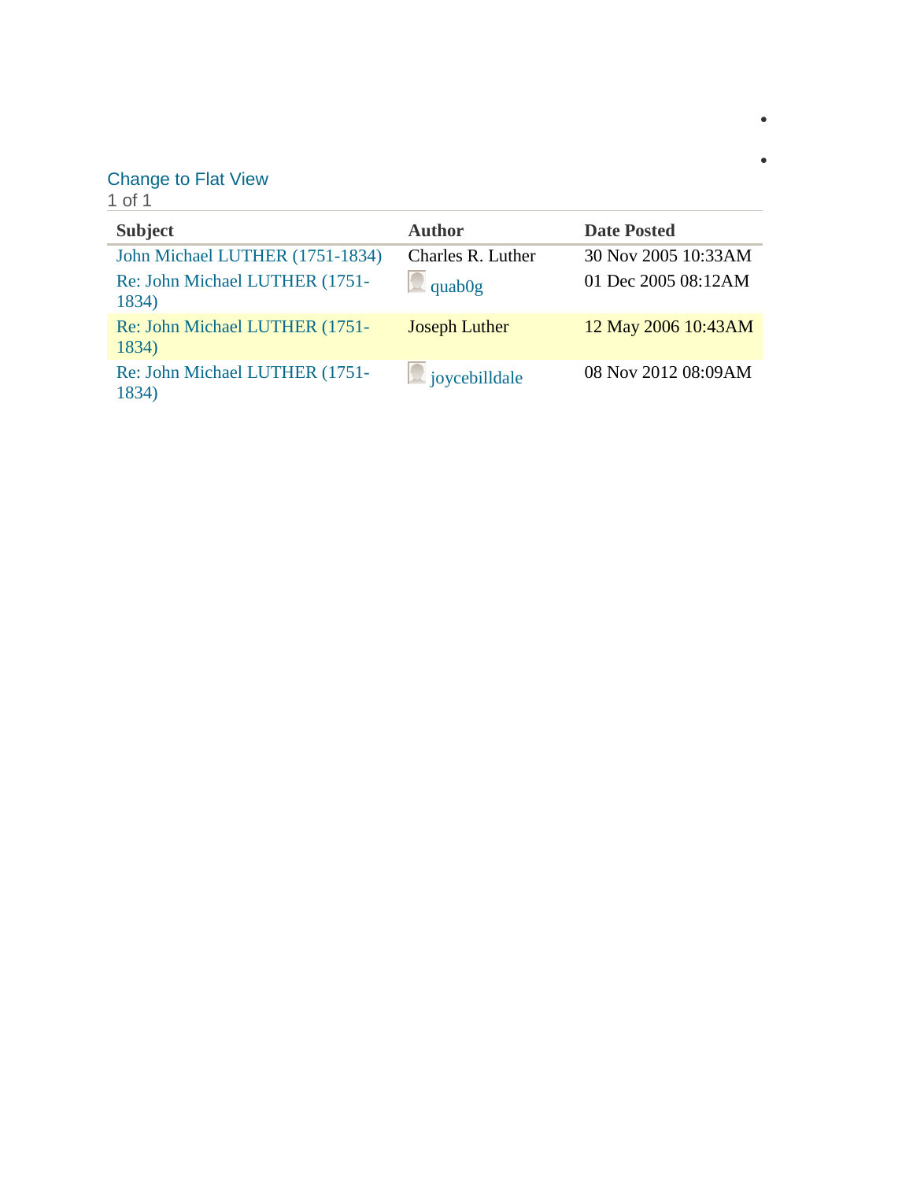Change to Flat View

1 of 1

| Subject | Author | Date Posted |
|---|---|---|
| John Michael LUTHER (1751-1834) | Charles R. Luther | 30 Nov 2005 10:33AM |
| Re: John Michael LUTHER (1751-1834) | quab0g | 01 Dec 2005 08:12AM |
| Re: John Michael LUTHER (1751-1834) | Joseph Luther | 12 May 2006 10:43AM |
| Re: John Michael LUTHER (1751-1834) | joycebilldale | 08 Nov 2012 08:09AM |